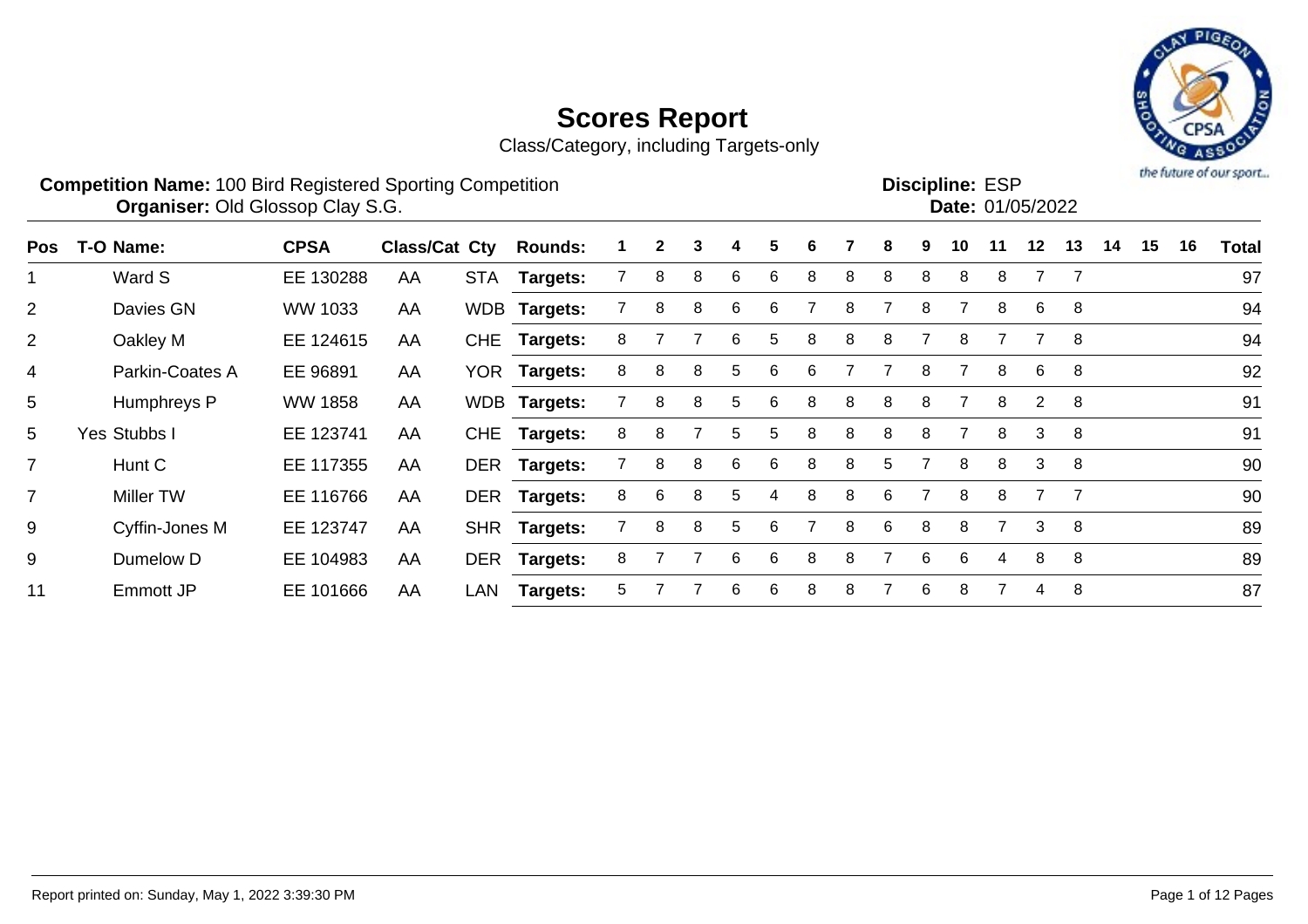# Scores Report

Class/Category, including Targets-only

**Competition Name:** 100 Bird Registered Sporting Competition
**Organiser:** Old Glossop Clay S.G.

**Discipline:** ESP
**Date:** 01/05/2022

| Pos | T-O | Name: | CPSA | Class/Cat | Cty | Rounds: | 1 | 2 | 3 | 4 | 5 | 6 | 7 | 8 | 9 | 10 | 11 | 12 | 13 | 14 | 15 | 16 | Total |
|---|---|---|---|---|---|---|---|---|---|---|---|---|---|---|---|---|---|---|---|---|---|---|---|
| 1 | | Ward S | EE 130288 | AA | STA | Targets: | 7 | 8 | 8 | 6 | 6 | 8 | 8 | 8 | 8 | 8 | 8 | 7 | 7 | | | | 97 |
| 2 | | Davies GN | WW 1033 | AA | WDB | Targets: | 7 | 8 | 8 | 6 | 6 | 7 | 8 | 7 | 8 | 7 | 8 | 6 | 8 | | | | 94 |
| 2 | | Oakley M | EE 124615 | AA | CHE | Targets: | 8 | 7 | 7 | 6 | 5 | 8 | 8 | 8 | 7 | 8 | 7 | 7 | 8 | | | | 94 |
| 4 | | Parkin-Coates A | EE 96891 | AA | YOR | Targets: | 8 | 8 | 8 | 5 | 6 | 6 | 7 | 7 | 8 | 7 | 8 | 6 | 8 | | | | 92 |
| 5 | | Humphreys P | WW 1858 | AA | WDB | Targets: | 7 | 8 | 8 | 5 | 6 | 8 | 8 | 8 | 8 | 7 | 8 | 2 | 8 | | | | 91 |
| 5 | Yes | Stubbs I | EE 123741 | AA | CHE | Targets: | 8 | 8 | 7 | 5 | 5 | 8 | 8 | 8 | 8 | 7 | 8 | 3 | 8 | | | | 91 |
| 7 | | Hunt C | EE 117355 | AA | DER | Targets: | 7 | 8 | 8 | 6 | 6 | 8 | 8 | 5 | 7 | 8 | 8 | 3 | 8 | | | | 90 |
| 7 | | Miller TW | EE 116766 | AA | DER | Targets: | 8 | 6 | 8 | 5 | 4 | 8 | 8 | 6 | 7 | 8 | 8 | 7 | 7 | | | | 90 |
| 9 | | Cyffin-Jones M | EE 123747 | AA | SHR | Targets: | 7 | 8 | 8 | 5 | 6 | 7 | 8 | 6 | 8 | 8 | 7 | 3 | 8 | | | | 89 |
| 9 | | Dumelow D | EE 104983 | AA | DER | Targets: | 8 | 7 | 7 | 6 | 6 | 8 | 8 | 7 | 6 | 6 | 4 | 8 | 8 | | | | 89 |
| 11 | | Emmott JP | EE 101666 | AA | LAN | Targets: | 5 | 7 | 7 | 6 | 6 | 8 | 8 | 7 | 6 | 8 | 7 | 4 | 8 | | | | 87 |

Report printed on: Sunday, May 1, 2022 3:39:30 PM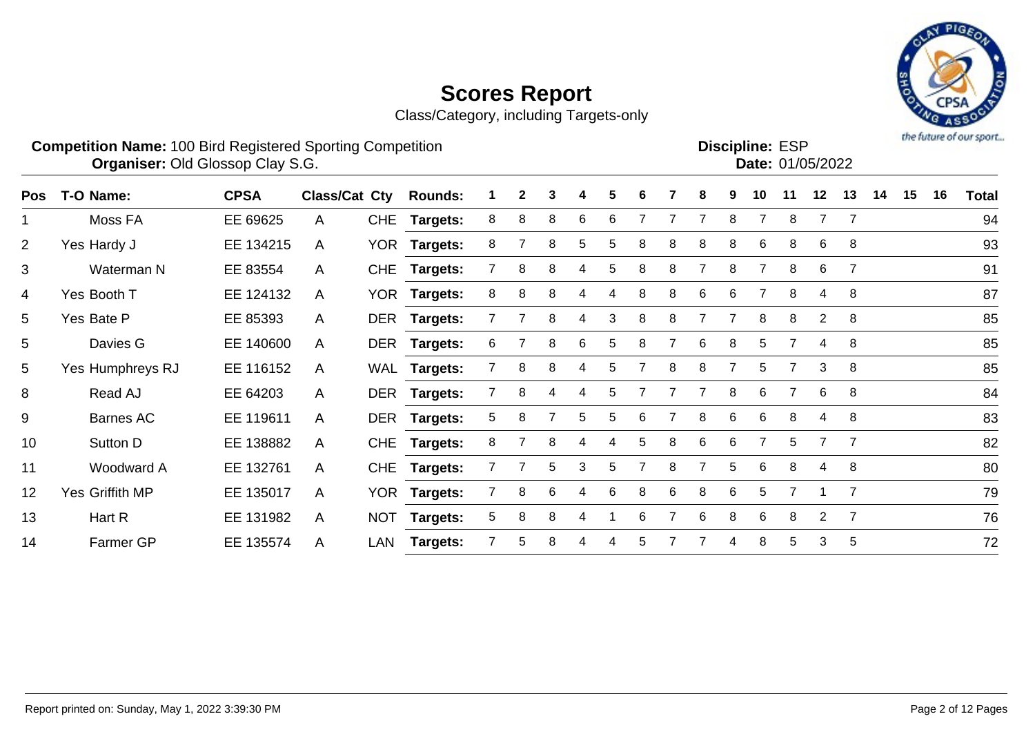# Scores Report

Class/Category, including Targets-only

**Competition Name:** 100 Bird Registered Sporting Competition
**Organiser:** Old Glossop Clay S.G.

**Discipline:** ESP
**Date:** 01/05/2022

| Pos | T-O | Name: | CPSA | Class/Cat | Cty | Rounds: | 1 | 2 | 3 | 4 | 5 | 6 | 7 | 8 | 9 | 10 | 11 | 12 | 13 | 14 | 15 | 16 | Total |
|---|---|---|---|---|---|---|---|---|---|---|---|---|---|---|---|---|---|---|---|---|---|---|---|
| 1 | | Moss FA | EE 69625 | A | CHE | Targets: | 8 | 8 | 8 | 6 | 6 | 7 | 7 | 7 | 8 | 7 | 8 | 7 | 7 | | | | 94 |
| 2 | Yes | Hardy J | EE 134215 | A | YOR | Targets: | 8 | 7 | 8 | 5 | 5 | 8 | 8 | 8 | 8 | 6 | 8 | 6 | 8 | | | | 93 |
| 3 | | Waterman N | EE 83554 | A | CHE | Targets: | 7 | 8 | 8 | 4 | 5 | 8 | 8 | 7 | 8 | 7 | 8 | 6 | 7 | | | | 91 |
| 4 | Yes | Booth T | EE 124132 | A | YOR | Targets: | 8 | 8 | 8 | 4 | 4 | 8 | 8 | 6 | 6 | 7 | 8 | 4 | 8 | | | | 87 |
| 5 | Yes | Bate P | EE 85393 | A | DER | Targets: | 7 | 7 | 8 | 4 | 3 | 8 | 8 | 7 | 7 | 8 | 8 | 2 | 8 | | | | 85 |
| 5 | | Davies G | EE 140600 | A | DER | Targets: | 6 | 7 | 8 | 6 | 5 | 8 | 7 | 6 | 8 | 5 | 7 | 4 | 8 | | | | 85 |
| 5 | Yes | Humphreys RJ | EE 116152 | A | WAL | Targets: | 7 | 8 | 8 | 4 | 5 | 7 | 8 | 8 | 7 | 5 | 7 | 3 | 8 | | | | 85 |
| 8 | | Read AJ | EE 64203 | A | DER | Targets: | 7 | 8 | 4 | 4 | 5 | 7 | 7 | 7 | 8 | 6 | 7 | 6 | 8 | | | | 84 |
| 9 | | Barnes AC | EE 119611 | A | DER | Targets: | 5 | 8 | 7 | 5 | 5 | 6 | 7 | 8 | 6 | 6 | 8 | 4 | 8 | | | | 83 |
| 10 | | Sutton D | EE 138882 | A | CHE | Targets: | 8 | 7 | 8 | 4 | 4 | 5 | 8 | 6 | 6 | 7 | 5 | 7 | 7 | | | | 82 |
| 11 | | Woodward A | EE 132761 | A | CHE | Targets: | 7 | 7 | 5 | 3 | 5 | 7 | 8 | 7 | 5 | 6 | 8 | 4 | 8 | | | | 80 |
| 12 | Yes | Griffith MP | EE 135017 | A | YOR | Targets: | 7 | 8 | 6 | 4 | 6 | 8 | 6 | 8 | 6 | 5 | 7 | 1 | 7 | | | | 79 |
| 13 | | Hart R | EE 131982 | A | NOT | Targets: | 5 | 8 | 8 | 4 | 1 | 6 | 7 | 6 | 8 | 6 | 8 | 2 | 7 | | | | 76 |
| 14 | | Farmer GP | EE 135574 | A | LAN | Targets: | 7 | 5 | 8 | 4 | 4 | 5 | 7 | 7 | 4 | 8 | 5 | 3 | 5 | | | | 72 |

Report printed on: Sunday, May 1, 2022 3:39:30 PM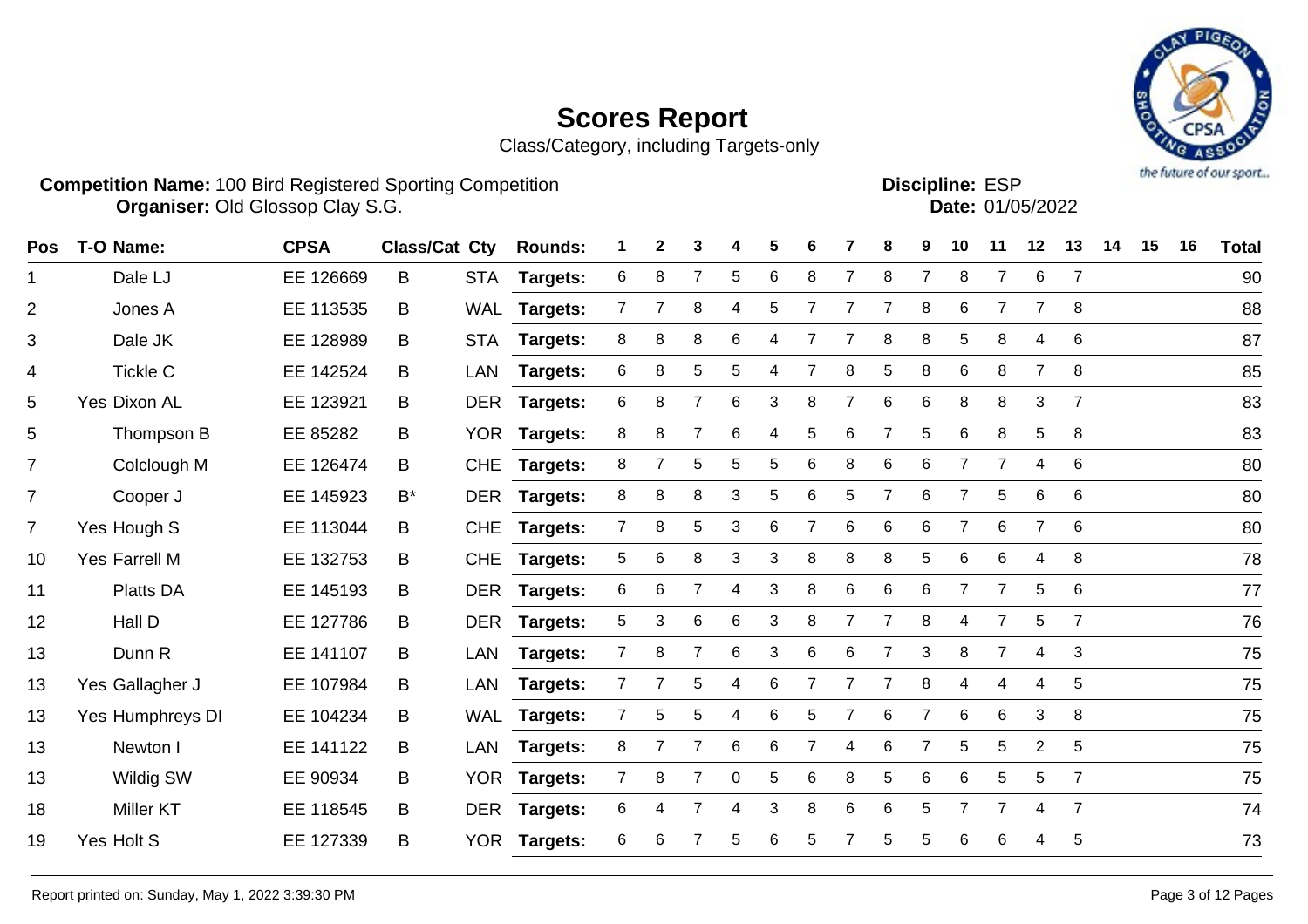# Scores Report

Class/Category, including Targets-only

**Competition Name:** 100 Bird Registered Sporting Competition
**Organiser:** Old Glossop Clay S.G.

**Discipline:** ESP
**Date:** 01/05/2022

| Pos | T-O | Name: | CPSA | Class/Cat | Cty | Rounds: | 1 | 2 | 3 | 4 | 5 | 6 | 7 | 8 | 9 | 10 | 11 | 12 | 13 | 14 | 15 | 16 | Total |
|---|---|---|---|---|---|---|---|---|---|---|---|---|---|---|---|---|---|---|---|---|---|---|---|
| 1 | | Dale LJ | EE 126669 | B | STA | Targets: | 6 | 8 | 7 | 5 | 6 | 8 | 7 | 8 | 7 | 8 | 7 | 6 | 7 | | | | 90 |
| 2 | | Jones A | EE 113535 | B | WAL | Targets: | 7 | 7 | 8 | 4 | 5 | 7 | 7 | 7 | 8 | 6 | 7 | 7 | 8 | | | | 88 |
| 3 | | Dale JK | EE 128989 | B | STA | Targets: | 8 | 8 | 8 | 6 | 4 | 7 | 7 | 8 | 8 | 5 | 8 | 4 | 6 | | | | 87 |
| 4 | | Tickle C | EE 142524 | B | LAN | Targets: | 6 | 8 | 5 | 5 | 4 | 7 | 8 | 5 | 8 | 6 | 8 | 7 | 8 | | | | 85 |
| 5 | Yes | Dixon AL | EE 123921 | B | DER | Targets: | 6 | 8 | 7 | 6 | 3 | 8 | 7 | 6 | 6 | 8 | 8 | 3 | 7 | | | | 83 |
| 5 | | Thompson B | EE 85282 | B | YOR | Targets: | 8 | 8 | 7 | 6 | 4 | 5 | 6 | 7 | 5 | 6 | 8 | 5 | 8 | | | | 83 |
| 7 | | Colclough M | EE 126474 | B | CHE | Targets: | 8 | 7 | 5 | 5 | 5 | 6 | 8 | 6 | 6 | 7 | 7 | 4 | 6 | | | | 80 |
| 7 | | Cooper J | EE 145923 | B* | DER | Targets: | 8 | 8 | 8 | 3 | 5 | 6 | 5 | 7 | 6 | 7 | 5 | 6 | 6 | | | | 80 |
| 7 | Yes | Hough S | EE 113044 | B | CHE | Targets: | 7 | 8 | 5 | 3 | 6 | 7 | 6 | 6 | 6 | 7 | 6 | 7 | 6 | | | | 80 |
| 10 | Yes | Farrell M | EE 132753 | B | CHE | Targets: | 5 | 6 | 8 | 3 | 3 | 8 | 8 | 8 | 5 | 6 | 6 | 4 | 8 | | | | 78 |
| 11 | | Platts DA | EE 145193 | B | DER | Targets: | 6 | 6 | 7 | 4 | 3 | 8 | 6 | 6 | 6 | 7 | 7 | 5 | 6 | | | | 77 |
| 12 | | Hall D | EE 127786 | B | DER | Targets: | 5 | 3 | 6 | 6 | 3 | 8 | 7 | 7 | 8 | 4 | 7 | 5 | 7 | | | | 76 |
| 13 | | Dunn R | EE 141107 | B | LAN | Targets: | 7 | 8 | 7 | 6 | 3 | 6 | 6 | 7 | 3 | 8 | 7 | 4 | 3 | | | | 75 |
| 13 | Yes | Gallagher J | EE 107984 | B | LAN | Targets: | 7 | 7 | 5 | 4 | 6 | 7 | 7 | 7 | 8 | 4 | 4 | 4 | 5 | | | | 75 |
| 13 | Yes | Humphreys DI | EE 104234 | B | WAL | Targets: | 7 | 5 | 5 | 4 | 6 | 5 | 7 | 6 | 7 | 6 | 6 | 3 | 8 | | | | 75 |
| 13 | | Newton I | EE 141122 | B | LAN | Targets: | 8 | 7 | 7 | 6 | 6 | 7 | 4 | 6 | 7 | 5 | 5 | 2 | 5 | | | | 75 |
| 13 | | Wildig SW | EE 90934 | B | YOR | Targets: | 7 | 8 | 7 | 0 | 5 | 6 | 8 | 5 | 6 | 6 | 5 | 5 | 7 | | | | 75 |
| 18 | | Miller KT | EE 118545 | B | DER | Targets: | 6 | 4 | 7 | 4 | 3 | 8 | 6 | 6 | 5 | 7 | 7 | 4 | 7 | | | | 74 |
| 19 | Yes | Holt S | EE 127339 | B | YOR | Targets: | 6 | 6 | 7 | 5 | 6 | 5 | 7 | 5 | 5 | 6 | 6 | 4 | 5 | | | | 73 |

Report printed on: Sunday, May 1, 2022 3:39:30 PM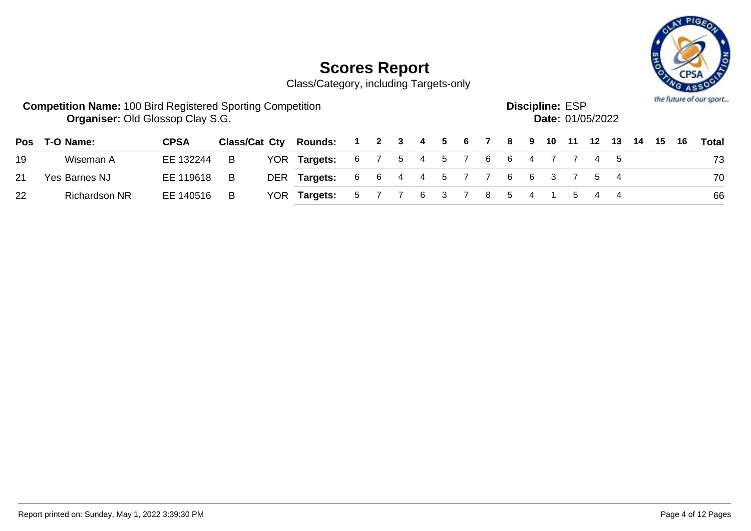# Scores Report

Class/Category, including Targets-only

**Competition Name:** 100 Bird Registered Sporting Competition
**Organiser:** Old Glossop Clay S.G.

**Discipline:** ESP
**Date:** 01/05/2022

| Pos | T-O | Name: | CPSA | Class/Cat | Cty | Rounds: | 1 | 2 | 3 | 4 | 5 | 6 | 7 | 8 | 9 | 10 | 11 | 12 | 13 | 14 | 15 | 16 | Total |
|---|---|---|---|---|---|---|---|---|---|---|---|---|---|---|---|---|---|---|---|---|---|---|---|
| 19 | | Wiseman A | EE 132244 | B | YOR | **Targets:** | 6 | 7 | 5 | 4 | 5 | 7 | 6 | 6 | 4 | 7 | 7 | 4 | 5 | | | | 73 |
| 21 | Yes | Barnes NJ | EE 119618 | B | DER | **Targets:** | 6 | 6 | 4 | 4 | 5 | 7 | 7 | 6 | 6 | 3 | 7 | 5 | 4 | | | | 70 |
| 22 | | Richardson NR | EE 140516 | B | YOR | **Targets:** | 5 | 7 | 7 | 6 | 3 | 7 | 8 | 5 | 4 | 1 | 5 | 4 | 4 | | | | 66 |

Report printed on: Sunday, May 1, 2022 3:39:30 PM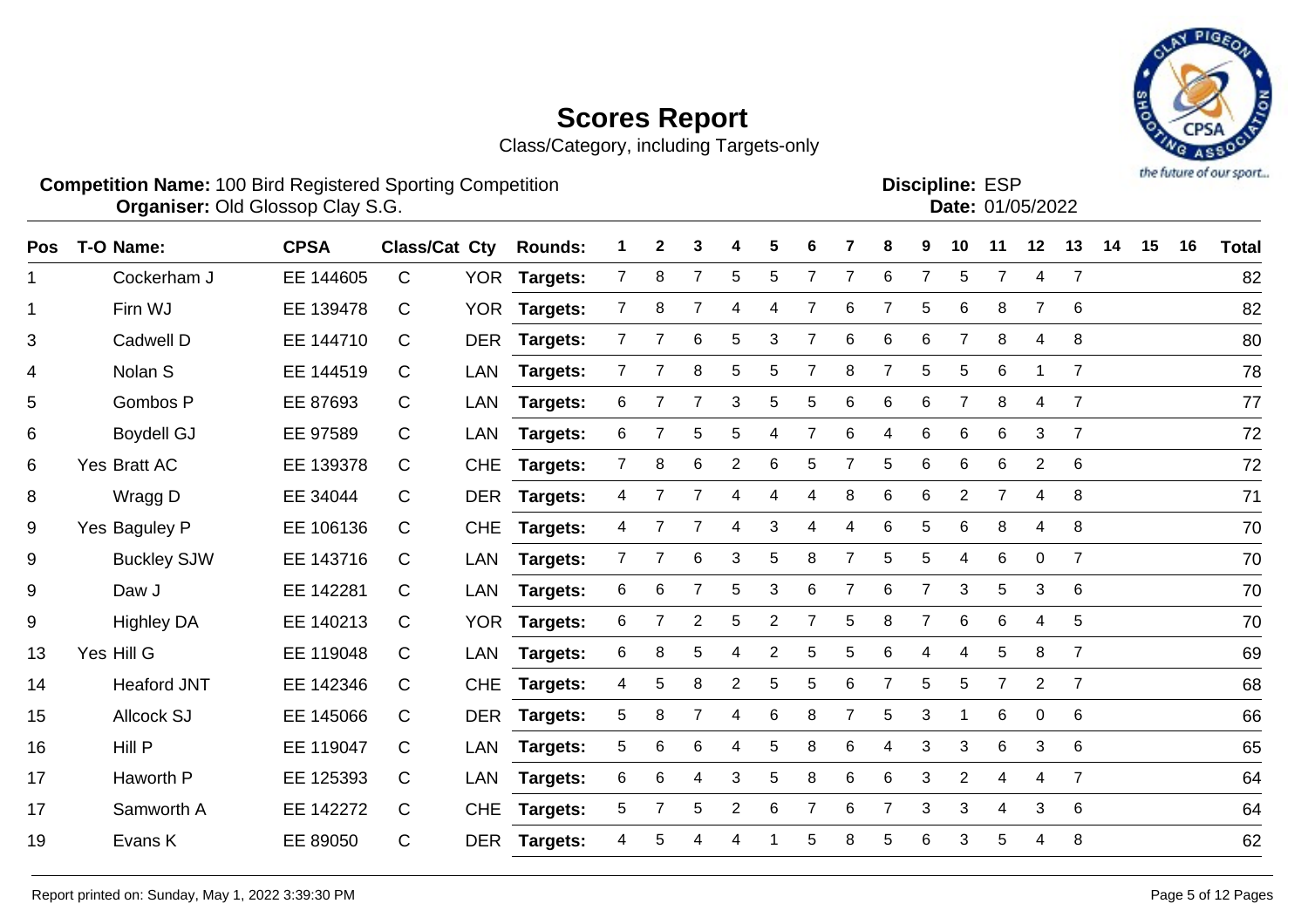# Scores Report

Class/Category, including Targets-only

**Competition Name:** 100 Bird Registered Sporting Competition
**Organiser:** Old Glossop Clay S.G.

**Discipline:** ESP
**Date:** 01/05/2022

| Pos | T-O | Name: | CPSA | Class/Cat | Cty | Rounds: | 1 | 2 | 3 | 4 | 5 | 6 | 7 | 8 | 9 | 10 | 11 | 12 | 13 | 14 | 15 | 16 | Total |
|---|---|---|---|---|---|---|---|---|---|---|---|---|---|---|---|---|---|---|---|---|---|---|---|
| 1 | | Cockerham J | EE 144605 | C | YOR | Targets: | 7 | 8 | 7 | 5 | 5 | 7 | 7 | 6 | 7 | 5 | 7 | 4 | 7 | | | | 82 |
| 1 | | Firn WJ | EE 139478 | C | YOR | Targets: | 7 | 8 | 7 | 4 | 4 | 7 | 6 | 7 | 5 | 6 | 8 | 7 | 6 | | | | 82 |
| 3 | | Cadwell D | EE 144710 | C | DER | Targets: | 7 | 7 | 6 | 5 | 3 | 7 | 6 | 6 | 6 | 7 | 8 | 4 | 8 | | | | 80 |
| 4 | | Nolan S | EE 144519 | C | LAN | Targets: | 7 | 7 | 8 | 5 | 5 | 7 | 8 | 7 | 5 | 5 | 6 | 1 | 7 | | | | 78 |
| 5 | | Gombos P | EE 87693 | C | LAN | Targets: | 6 | 7 | 7 | 3 | 5 | 5 | 6 | 6 | 6 | 7 | 8 | 4 | 7 | | | | 77 |
| 6 | | Boydell GJ | EE 97589 | C | LAN | Targets: | 6 | 7 | 5 | 5 | 4 | 7 | 6 | 4 | 6 | 6 | 6 | 3 | 7 | | | | 72 |
| 6 | Yes | Bratt AC | EE 139378 | C | CHE | Targets: | 7 | 8 | 6 | 2 | 6 | 5 | 7 | 5 | 6 | 6 | 6 | 2 | 6 | | | | 72 |
| 8 | | Wragg D | EE 34044 | C | DER | Targets: | 4 | 7 | 7 | 4 | 4 | 4 | 8 | 6 | 6 | 2 | 7 | 4 | 8 | | | | 71 |
| 9 | Yes | Baguley P | EE 106136 | C | CHE | Targets: | 4 | 7 | 7 | 4 | 3 | 4 | 4 | 6 | 5 | 6 | 8 | 4 | 8 | | | | 70 |
| 9 | | Buckley SJW | EE 143716 | C | LAN | Targets: | 7 | 7 | 6 | 3 | 5 | 8 | 7 | 5 | 5 | 4 | 6 | 0 | 7 | | | | 70 |
| 9 | | Daw J | EE 142281 | C | LAN | Targets: | 6 | 6 | 7 | 5 | 3 | 6 | 7 | 6 | 7 | 3 | 5 | 3 | 6 | | | | 70 |
| 9 | | Highley DA | EE 140213 | C | YOR | Targets: | 6 | 7 | 2 | 5 | 2 | 7 | 5 | 8 | 7 | 6 | 6 | 4 | 5 | | | | 70 |
| 13 | Yes | Hill G | EE 119048 | C | LAN | Targets: | 6 | 8 | 5 | 4 | 2 | 5 | 5 | 6 | 4 | 4 | 5 | 8 | 7 | | | | 69 |
| 14 | | Heaford JNT | EE 142346 | C | CHE | Targets: | 4 | 5 | 8 | 2 | 5 | 5 | 6 | 7 | 5 | 5 | 7 | 2 | 7 | | | | 68 |
| 15 | | Allcock SJ | EE 145066 | C | DER | Targets: | 5 | 8 | 7 | 4 | 6 | 8 | 7 | 5 | 3 | 1 | 6 | 0 | 6 | | | | 66 |
| 16 | | Hill P | EE 119047 | C | LAN | Targets: | 5 | 6 | 6 | 4 | 5 | 8 | 6 | 4 | 3 | 3 | 6 | 3 | 6 | | | | 65 |
| 17 | | Haworth P | EE 125393 | C | LAN | Targets: | 6 | 6 | 4 | 3 | 5 | 8 | 6 | 6 | 3 | 2 | 4 | 4 | 7 | | | | 64 |
| 17 | | Samworth A | EE 142272 | C | CHE | Targets: | 5 | 7 | 5 | 2 | 6 | 7 | 6 | 7 | 3 | 3 | 4 | 3 | 6 | | | | 64 |
| 19 | | Evans K | EE 89050 | C | DER | Targets: | 4 | 5 | 4 | 4 | 1 | 5 | 8 | 5 | 6 | 3 | 5 | 4 | 8 | | | | 62 |

Report printed on: Sunday, May 1, 2022 3:39:30 PM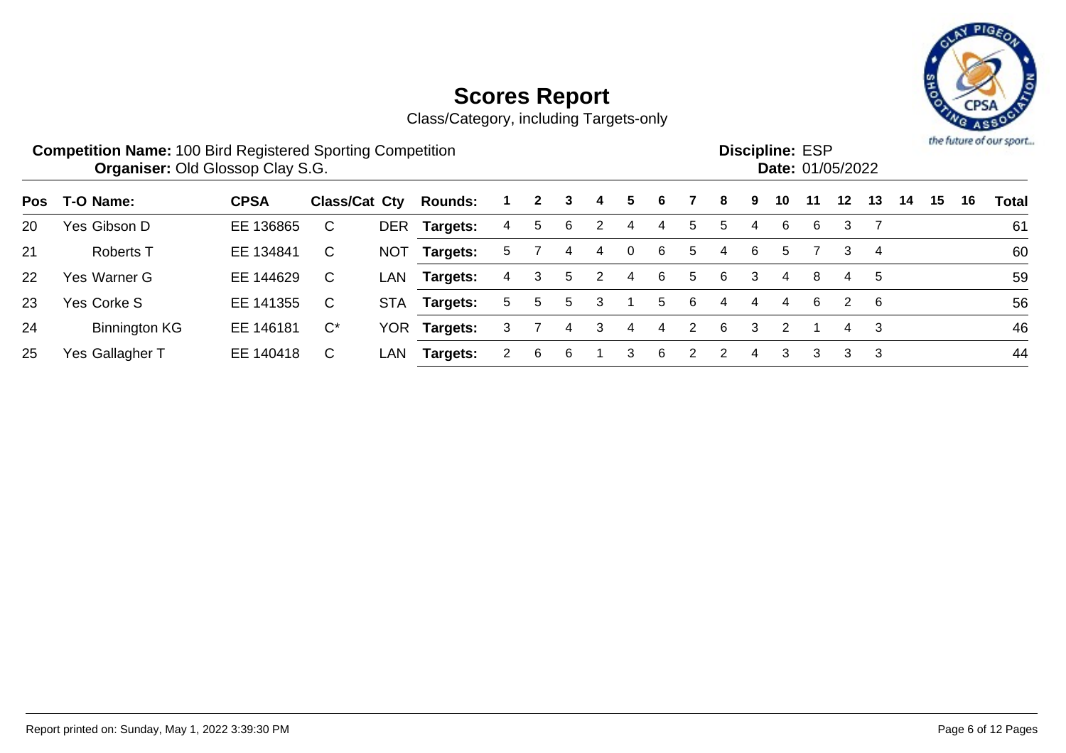# Scores Report

Class/Category, including Targets-only

**Competition Name:** 100 Bird Registered Sporting Competition
**Organiser:** Old Glossop Clay S.G.

**Discipline:** ESP
**Date:** 01/05/2022

| Pos | T-O | Name: | CPSA | Class/Cat | Cty | Rounds: | 1 | 2 | 3 | 4 | 5 | 6 | 7 | 8 | 9 | 10 | 11 | 12 | 13 | 14 | 15 | 16 | Total |
|---|---|---|---|---|---|---|---|---|---|---|---|---|---|---|---|---|---|---|---|---|---|---|---|
| 20 | Yes | Gibson D | EE 136865 | C | DER | **Targets:** | 4 | 5 | 6 | 2 | 4 | 4 | 5 | 5 | 4 | 6 | 6 | 3 | 7 | | | | 61 |
| 21 | | Roberts T | EE 134841 | C | NOT | **Targets:** | 5 | 7 | 4 | 4 | 0 | 6 | 5 | 4 | 6 | 5 | 7 | 3 | 4 | | | | 60 |
| 22 | Yes | Warner G | EE 144629 | C | LAN | **Targets:** | 4 | 3 | 5 | 2 | 4 | 6 | 5 | 6 | 3 | 4 | 8 | 4 | 5 | | | | 59 |
| 23 | Yes | Corke S | EE 141355 | C | STA | **Targets:** | 5 | 5 | 5 | 3 | 1 | 5 | 6 | 4 | 4 | 4 | 6 | 2 | 6 | | | | 56 |
| 24 | | Binnington KG | EE 146181 | C* | YOR | **Targets:** | 3 | 7 | 4 | 3 | 4 | 4 | 2 | 6 | 3 | 2 | 1 | 4 | 3 | | | | 46 |
| 25 | Yes | Gallagher T | EE 140418 | C | LAN | **Targets:** | 2 | 6 | 6 | 1 | 3 | 6 | 2 | 2 | 4 | 3 | 3 | 3 | 3 | | | | 44 |

Report printed on: Sunday, May 1, 2022 3:39:30 PM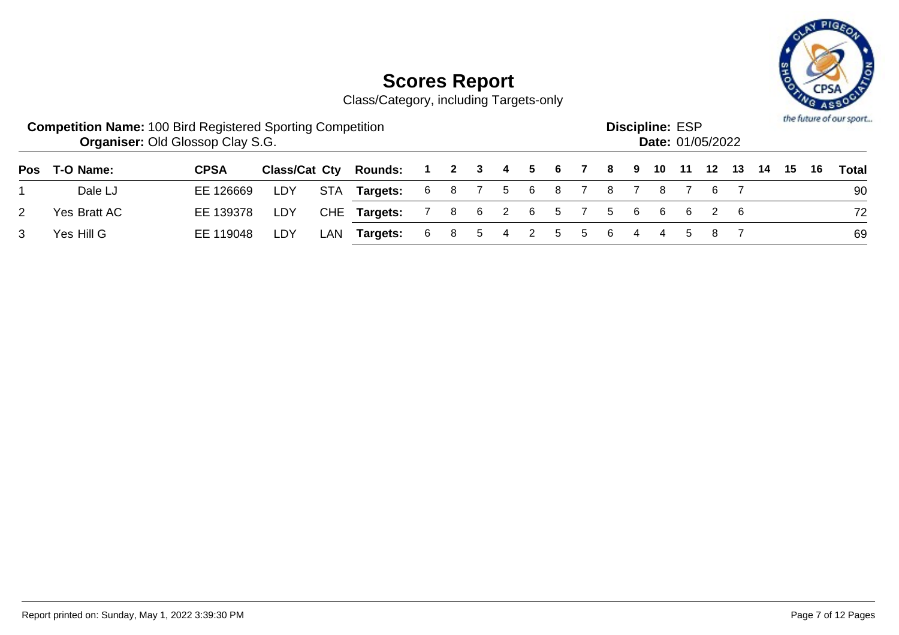# Scores Report

Class/Category, including Targets-only

**Competition Name:** 100 Bird Registered Sporting Competition
**Organiser:** Old Glossop Clay S.G.

**Discipline:** ESP
**Date:** 01/05/2022

| Pos | T-O | Name: | CPSA | Class/Cat | Cty | Rounds: | 1 | 2 | 3 | 4 | 5 | 6 | 7 | 8 | 9 | 10 | 11 | 12 | 13 | 14 | 15 | 16 | Total |
|---|---|---|---|---|---|---|---|---|---|---|---|---|---|---|---|---|---|---|---|---|---|---|---|
| 1 | | Dale LJ | EE 126669 | LDY | STA | **Targets:** | 6 | 8 | 7 | 5 | 6 | 8 | 7 | 8 | 7 | 8 | 7 | 6 | 7 | | | | 90 |
| 2 | Yes | Bratt AC | EE 139378 | LDY | CHE | **Targets:** | 7 | 8 | 6 | 2 | 6 | 5 | 7 | 5 | 6 | 6 | 6 | 2 | 6 | | | | 72 |
| 3 | Yes | Hill G | EE 119048 | LDY | LAN | **Targets:** | 6 | 8 | 5 | 4 | 2 | 5 | 5 | 6 | 4 | 4 | 5 | 8 | 7 | | | | 69 |

Report printed on: Sunday, May 1, 2022 3:39:30 PM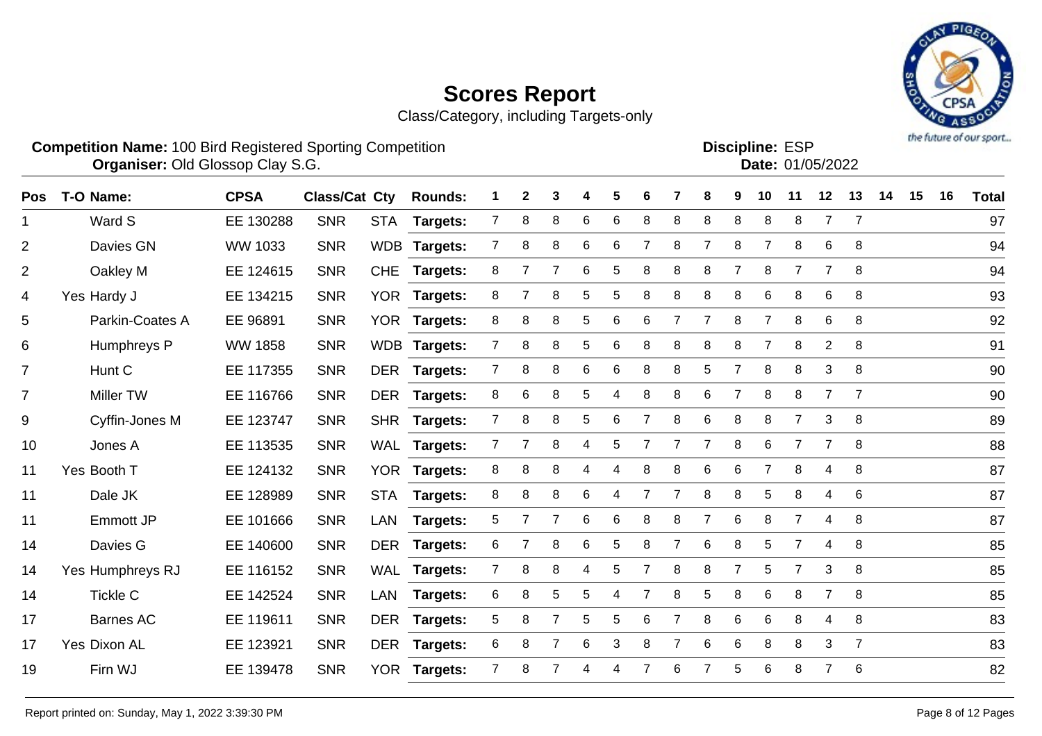# Scores Report

Class/Category, including Targets-only

**Competition Name:** 100 Bird Registered Sporting Competition
**Organiser:** Old Glossop Clay S.G.

**Discipline:** ESP
**Date:** 01/05/2022

| Pos | T-O | Name: | CPSA | Class/Cat | Cty | Rounds: | 1 | 2 | 3 | 4 | 5 | 6 | 7 | 8 | 9 | 10 | 11 | 12 | 13 | 14 | 15 | 16 | Total |
|---|---|---|---|---|---|---|---|---|---|---|---|---|---|---|---|---|---|---|---|---|---|---|---|
| 1 | | Ward S | EE 130288 | SNR | STA | Targets: | 7 | 8 | 8 | 6 | 6 | 8 | 8 | 8 | 8 | 8 | 8 | 7 | 7 | | | | 97 |
| 2 | | Davies GN | WW 1033 | SNR | WDB | Targets: | 7 | 8 | 8 | 6 | 6 | 7 | 8 | 7 | 8 | 7 | 8 | 6 | 8 | | | | 94 |
| 2 | | Oakley M | EE 124615 | SNR | CHE | Targets: | 8 | 7 | 7 | 6 | 5 | 8 | 8 | 8 | 7 | 8 | 7 | 7 | 8 | | | | 94 |
| 4 | Yes | Hardy J | EE 134215 | SNR | YOR | Targets: | 8 | 7 | 8 | 5 | 5 | 8 | 8 | 8 | 8 | 6 | 8 | 6 | 8 | | | | 93 |
| 5 | | Parkin-Coates A | EE 96891 | SNR | YOR | Targets: | 8 | 8 | 8 | 5 | 6 | 6 | 7 | 7 | 8 | 7 | 8 | 6 | 8 | | | | 92 |
| 6 | | Humphreys P | WW 1858 | SNR | WDB | Targets: | 7 | 8 | 8 | 5 | 6 | 8 | 8 | 8 | 8 | 7 | 8 | 2 | 8 | | | | 91 |
| 7 | | Hunt C | EE 117355 | SNR | DER | Targets: | 7 | 8 | 8 | 6 | 6 | 8 | 8 | 5 | 7 | 8 | 8 | 3 | 8 | | | | 90 |
| 7 | | Miller TW | EE 116766 | SNR | DER | Targets: | 8 | 6 | 8 | 5 | 4 | 8 | 8 | 6 | 7 | 8 | 8 | 7 | 7 | | | | 90 |
| 9 | | Cyffin-Jones M | EE 123747 | SNR | SHR | Targets: | 7 | 8 | 8 | 5 | 6 | 7 | 8 | 6 | 8 | 8 | 7 | 3 | 8 | | | | 89 |
| 10 | | Jones A | EE 113535 | SNR | WAL | Targets: | 7 | 7 | 8 | 4 | 5 | 7 | 7 | 7 | 8 | 6 | 7 | 7 | 8 | | | | 88 |
| 11 | Yes | Booth T | EE 124132 | SNR | YOR | Targets: | 8 | 8 | 8 | 4 | 4 | 8 | 8 | 6 | 6 | 7 | 8 | 4 | 8 | | | | 87 |
| 11 | | Dale JK | EE 128989 | SNR | STA | Targets: | 8 | 8 | 8 | 6 | 4 | 7 | 7 | 8 | 8 | 5 | 8 | 4 | 6 | | | | 87 |
| 11 | | Emmott JP | EE 101666 | SNR | LAN | Targets: | 5 | 7 | 7 | 6 | 6 | 8 | 8 | 7 | 6 | 8 | 7 | 4 | 8 | | | | 87 |
| 14 | | Davies G | EE 140600 | SNR | DER | Targets: | 6 | 7 | 8 | 6 | 5 | 8 | 7 | 6 | 8 | 5 | 7 | 4 | 8 | | | | 85 |
| 14 | Yes | Humphreys RJ | EE 116152 | SNR | WAL | Targets: | 7 | 8 | 8 | 4 | 5 | 7 | 8 | 8 | 7 | 5 | 7 | 3 | 8 | | | | 85 |
| 14 | | Tickle C | EE 142524 | SNR | LAN | Targets: | 6 | 8 | 5 | 5 | 4 | 7 | 8 | 5 | 8 | 6 | 8 | 7 | 8 | | | | 85 |
| 17 | | Barnes AC | EE 119611 | SNR | DER | Targets: | 5 | 8 | 7 | 5 | 5 | 6 | 7 | 8 | 6 | 6 | 8 | 4 | 8 | | | | 83 |
| 17 | Yes | Dixon AL | EE 123921 | SNR | DER | Targets: | 6 | 8 | 7 | 6 | 3 | 8 | 7 | 6 | 6 | 8 | 8 | 3 | 7 | | | | 83 |
| 19 | | Firn WJ | EE 139478 | SNR | YOR | Targets: | 7 | 8 | 7 | 4 | 4 | 7 | 6 | 7 | 5 | 6 | 8 | 7 | 6 | | | | 82 |

Report printed on: Sunday, May 1, 2022 3:39:30 PM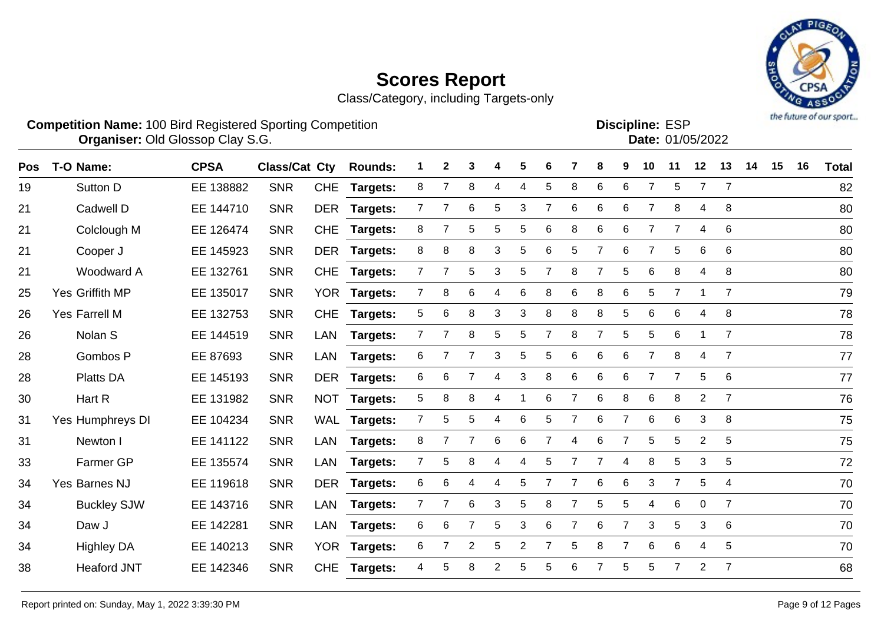# Scores Report

Class/Category, including Targets-only

**Competition Name:** 100 Bird Registered Sporting Competition
**Organiser:** Old Glossop Clay S.G.

**Discipline:** ESP
**Date:** 01/05/2022

| Pos | T-O | Name: | CPSA | Class/Cat | Cty | Rounds: | 1 | 2 | 3 | 4 | 5 | 6 | 7 | 8 | 9 | 10 | 11 | 12 | 13 | 14 | 15 | 16 | Total |
|---|---|---|---|---|---|---|---|---|---|---|---|---|---|---|---|---|---|---|---|---|---|---|---|
| 19 | | Sutton D | EE 138882 | SNR | CHE | Targets: | 8 | 7 | 8 | 4 | 4 | 5 | 8 | 6 | 6 | 7 | 5 | 7 | 7 | | | | 82 |
| 21 | | Cadwell D | EE 144710 | SNR | DER | Targets: | 7 | 7 | 6 | 5 | 3 | 7 | 6 | 6 | 6 | 7 | 8 | 4 | 8 | | | | 80 |
| 21 | | Colclough M | EE 126474 | SNR | CHE | Targets: | 8 | 7 | 5 | 5 | 5 | 6 | 8 | 6 | 6 | 7 | 7 | 4 | 6 | | | | 80 |
| 21 | | Cooper J | EE 145923 | SNR | DER | Targets: | 8 | 8 | 8 | 3 | 5 | 6 | 5 | 7 | 6 | 7 | 5 | 6 | 6 | | | | 80 |
| 21 | | Woodward A | EE 132761 | SNR | CHE | Targets: | 7 | 7 | 5 | 3 | 5 | 7 | 8 | 7 | 5 | 6 | 8 | 4 | 8 | | | | 80 |
| 25 | Yes | Griffith MP | EE 135017 | SNR | YOR | Targets: | 7 | 8 | 6 | 4 | 6 | 8 | 6 | 8 | 6 | 5 | 7 | 1 | 7 | | | | 79 |
| 26 | Yes | Farrell M | EE 132753 | SNR | CHE | Targets: | 5 | 6 | 8 | 3 | 3 | 8 | 8 | 8 | 5 | 6 | 6 | 4 | 8 | | | | 78 |
| 26 | | Nolan S | EE 144519 | SNR | LAN | Targets: | 7 | 7 | 8 | 5 | 5 | 7 | 8 | 7 | 5 | 5 | 6 | 1 | 7 | | | | 78 |
| 28 | | Gombos P | EE 87693 | SNR | LAN | Targets: | 6 | 7 | 7 | 3 | 5 | 5 | 6 | 6 | 6 | 7 | 8 | 4 | 7 | | | | 77 |
| 28 | | Platts DA | EE 145193 | SNR | DER | Targets: | 6 | 6 | 7 | 4 | 3 | 8 | 6 | 6 | 6 | 7 | 7 | 5 | 6 | | | | 77 |
| 30 | | Hart R | EE 131982 | SNR | NOT | Targets: | 5 | 8 | 8 | 4 | 1 | 6 | 7 | 6 | 8 | 6 | 8 | 2 | 7 | | | | 76 |
| 31 | Yes | Humphreys DI | EE 104234 | SNR | WAL | Targets: | 7 | 5 | 5 | 4 | 6 | 5 | 7 | 6 | 7 | 6 | 6 | 3 | 8 | | | | 75 |
| 31 | | Newton I | EE 141122 | SNR | LAN | Targets: | 8 | 7 | 7 | 6 | 6 | 7 | 4 | 6 | 7 | 5 | 5 | 2 | 5 | | | | 75 |
| 33 | | Farmer GP | EE 135574 | SNR | LAN | Targets: | 7 | 5 | 8 | 4 | 4 | 5 | 7 | 7 | 4 | 8 | 5 | 3 | 5 | | | | 72 |
| 34 | Yes | Barnes NJ | EE 119618 | SNR | DER | Targets: | 6 | 6 | 4 | 4 | 5 | 7 | 7 | 6 | 6 | 3 | 7 | 5 | 4 | | | | 70 |
| 34 | | Buckley SJW | EE 143716 | SNR | LAN | Targets: | 7 | 7 | 6 | 3 | 5 | 8 | 7 | 5 | 5 | 4 | 6 | 0 | 7 | | | | 70 |
| 34 | | Daw J | EE 142281 | SNR | LAN | Targets: | 6 | 6 | 7 | 5 | 3 | 6 | 7 | 6 | 7 | 3 | 5 | 3 | 6 | | | | 70 |
| 34 | | Highley DA | EE 140213 | SNR | YOR | Targets: | 6 | 7 | 2 | 5 | 2 | 7 | 5 | 8 | 7 | 6 | 6 | 4 | 5 | | | | 70 |
| 38 | | Heaford JNT | EE 142346 | SNR | CHE | Targets: | 4 | 5 | 8 | 2 | 5 | 5 | 6 | 7 | 5 | 5 | 7 | 2 | 7 | | | | 68 |

Report printed on: Sunday, May 1, 2022 3:39:30 PM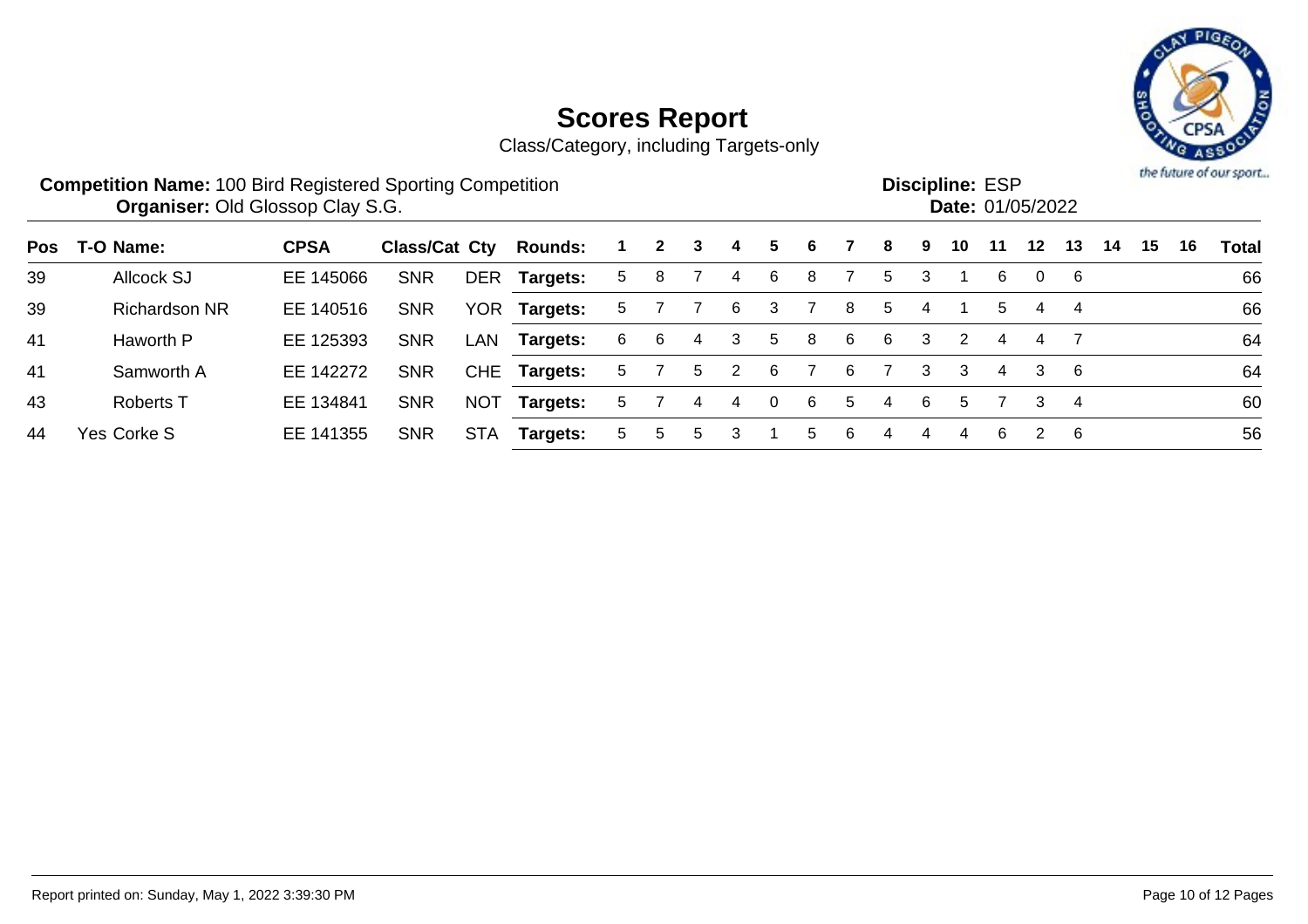# Scores Report

Class/Category, including Targets-only

**Competition Name:** 100 Bird Registered Sporting Competition
**Organiser:** Old Glossop Clay S.G.

**Discipline:** ESP
**Date:** 01/05/2022

| Pos | T-O | Name: | CPSA | Class/Cat | Cty | Rounds: | 1 | 2 | 3 | 4 | 5 | 6 | 7 | 8 | 9 | 10 | 11 | 12 | 13 | 14 | 15 | 16 | Total |
|---|---|---|---|---|---|---|---|---|---|---|---|---|---|---|---|---|---|---|---|---|---|---|---|
| 39 | | Allcock SJ | EE 145066 | SNR | DER | **Targets:** | 5 | 8 | 7 | 4 | 6 | 8 | 7 | 5 | 3 | 1 | 6 | 0 | 6 | | | | 66 |
| 39 | | Richardson NR | EE 140516 | SNR | YOR | **Targets:** | 5 | 7 | 7 | 6 | 3 | 7 | 8 | 5 | 4 | 1 | 5 | 4 | 4 | | | | 66 |
| 41 | | Haworth P | EE 125393 | SNR | LAN | **Targets:** | 6 | 6 | 4 | 3 | 5 | 8 | 6 | 6 | 3 | 2 | 4 | 4 | 7 | | | | 64 |
| 41 | | Samworth A | EE 142272 | SNR | CHE | **Targets:** | 5 | 7 | 5 | 2 | 6 | 7 | 6 | 7 | 3 | 3 | 4 | 3 | 6 | | | | 64 |
| 43 | | Roberts T | EE 134841 | SNR | NOT | **Targets:** | 5 | 7 | 4 | 4 | 0 | 6 | 5 | 4 | 6 | 5 | 7 | 3 | 4 | | | | 60 |
| 44 | Yes | Corke S | EE 141355 | SNR | STA | **Targets:** | 5 | 5 | 5 | 3 | 1 | 5 | 6 | 4 | 4 | 4 | 6 | 2 | 6 | | | | 56 |

Report printed on: Sunday, May 1, 2022 3:39:30 PM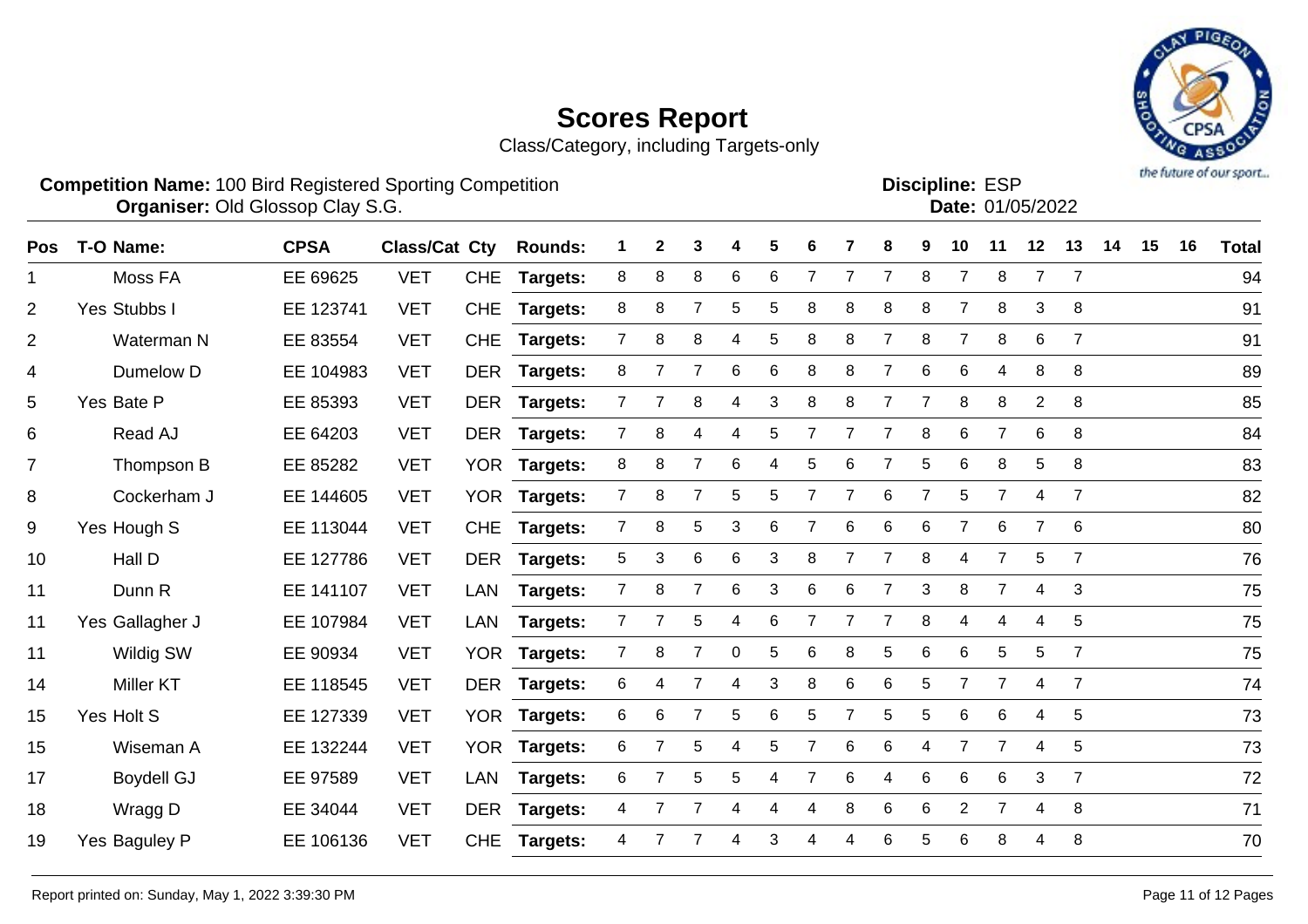# Scores Report

Class/Category, including Targets-only

**Competition Name:** 100 Bird Registered Sporting Competition
**Organiser:** Old Glossop Clay S.G.

**Discipline:** ESP
**Date:** 01/05/2022

| Pos | T-O | Name: | CPSA | Class/Cat | Cty | Rounds: | 1 | 2 | 3 | 4 | 5 | 6 | 7 | 8 | 9 | 10 | 11 | 12 | 13 | 14 | 15 | 16 | Total |
|---|---|---|---|---|---|---|---|---|---|---|---|---|---|---|---|---|---|---|---|---|---|---|---|
| 1 | | Moss FA | EE 69625 | VET | CHE | Targets: | 8 | 8 | 8 | 6 | 6 | 7 | 7 | 7 | 8 | 7 | 8 | 7 | 7 | | | | 94 |
| 2 | Yes | Stubbs I | EE 123741 | VET | CHE | Targets: | 8 | 8 | 7 | 5 | 5 | 8 | 8 | 8 | 8 | 7 | 8 | 3 | 8 | | | | 91 |
| 2 | | Waterman N | EE 83554 | VET | CHE | Targets: | 7 | 8 | 8 | 4 | 5 | 8 | 8 | 7 | 8 | 7 | 8 | 6 | 7 | | | | 91 |
| 4 | | Dumelow D | EE 104983 | VET | DER | Targets: | 8 | 7 | 7 | 6 | 6 | 8 | 8 | 7 | 6 | 6 | 4 | 8 | 8 | | | | 89 |
| 5 | Yes | Bate P | EE 85393 | VET | DER | Targets: | 7 | 7 | 8 | 4 | 3 | 8 | 8 | 7 | 7 | 8 | 8 | 2 | 8 | | | | 85 |
| 6 | | Read AJ | EE 64203 | VET | DER | Targets: | 7 | 8 | 4 | 4 | 5 | 7 | 7 | 7 | 8 | 6 | 7 | 6 | 8 | | | | 84 |
| 7 | | Thompson B | EE 85282 | VET | YOR | Targets: | 8 | 8 | 7 | 6 | 4 | 5 | 6 | 7 | 5 | 6 | 8 | 5 | 8 | | | | 83 |
| 8 | | Cockerham J | EE 144605 | VET | YOR | Targets: | 7 | 8 | 7 | 5 | 5 | 7 | 7 | 6 | 7 | 5 | 7 | 4 | 7 | | | | 82 |
| 9 | Yes | Hough S | EE 113044 | VET | CHE | Targets: | 7 | 8 | 5 | 3 | 6 | 7 | 6 | 6 | 6 | 7 | 6 | 7 | 6 | | | | 80 |
| 10 | | Hall D | EE 127786 | VET | DER | Targets: | 5 | 3 | 6 | 6 | 3 | 8 | 7 | 7 | 8 | 4 | 7 | 5 | 7 | | | | 76 |
| 11 | | Dunn R | EE 141107 | VET | LAN | Targets: | 7 | 8 | 7 | 6 | 3 | 6 | 6 | 7 | 3 | 8 | 7 | 4 | 3 | | | | 75 |
| 11 | Yes | Gallagher J | EE 107984 | VET | LAN | Targets: | 7 | 7 | 5 | 4 | 6 | 7 | 7 | 7 | 8 | 4 | 4 | 4 | 5 | | | | 75 |
| 11 | | Wildig SW | EE 90934 | VET | YOR | Targets: | 7 | 8 | 7 | 0 | 5 | 6 | 8 | 5 | 6 | 6 | 5 | 5 | 7 | | | | 75 |
| 14 | | Miller KT | EE 118545 | VET | DER | Targets: | 6 | 4 | 7 | 4 | 3 | 8 | 6 | 6 | 5 | 7 | 7 | 4 | 7 | | | | 74 |
| 15 | Yes | Holt S | EE 127339 | VET | YOR | Targets: | 6 | 6 | 7 | 5 | 6 | 5 | 7 | 5 | 5 | 6 | 6 | 4 | 5 | | | | 73 |
| 15 | | Wiseman A | EE 132244 | VET | YOR | Targets: | 6 | 7 | 5 | 4 | 5 | 7 | 6 | 6 | 4 | 7 | 7 | 4 | 5 | | | | 73 |
| 17 | | Boydell GJ | EE 97589 | VET | LAN | Targets: | 6 | 7 | 5 | 5 | 4 | 7 | 6 | 4 | 6 | 6 | 6 | 3 | 7 | | | | 72 |
| 18 | | Wragg D | EE 34044 | VET | DER | Targets: | 4 | 7 | 7 | 4 | 4 | 4 | 8 | 6 | 6 | 2 | 7 | 4 | 8 | | | | 71 |
| 19 | Yes | Baguley P | EE 106136 | VET | CHE | Targets: | 4 | 7 | 7 | 4 | 3 | 4 | 4 | 6 | 5 | 6 | 8 | 4 | 8 | | | | 70 |

Report printed on: Sunday, May 1, 2022 3:39:30 PM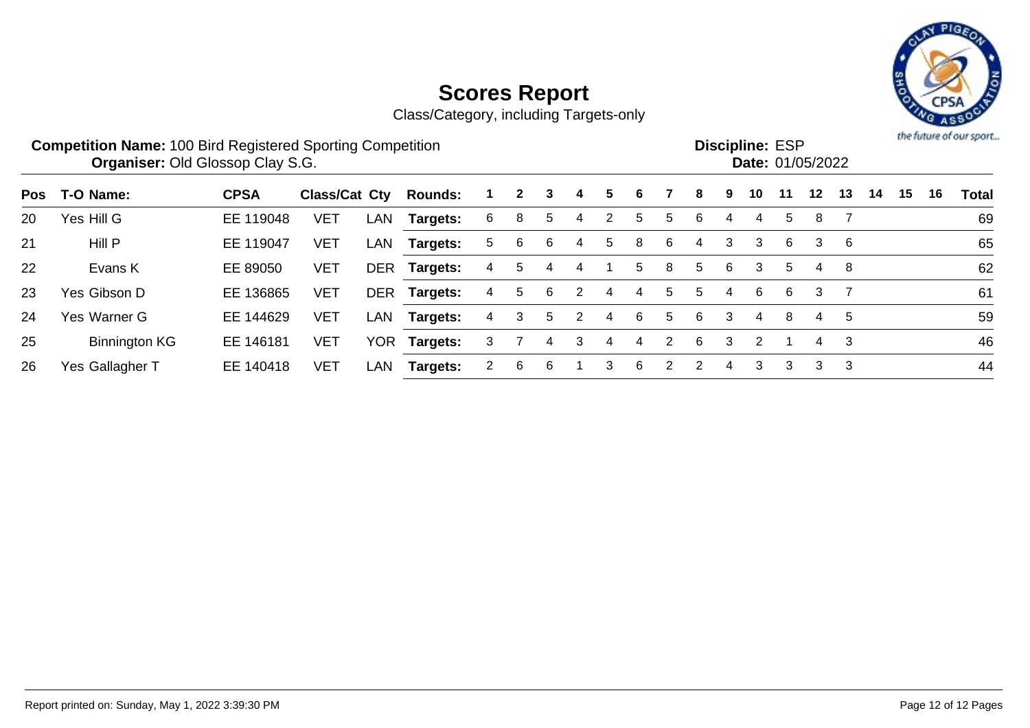# Scores Report

Class/Category, including Targets-only

**Competition Name:** 100 Bird Registered Sporting Competition
**Organiser:** Old Glossop Clay S.G.

**Discipline:** ESP
**Date:** 01/05/2022

| Pos | T-O | Name: | CPSA | Class/Cat | Cty | Rounds: | 1 | 2 | 3 | 4 | 5 | 6 | 7 | 8 | 9 | 10 | 11 | 12 | 13 | 14 | 15 | 16 | Total |
|---|---|---|---|---|---|---|---|---|---|---|---|---|---|---|---|---|---|---|---|---|---|---|---|
| 20 | Yes | Hill G | EE 119048 | VET | LAN | Targets: | 6 | 8 | 5 | 4 | 2 | 5 | 5 | 6 | 4 | 4 | 5 | 8 | 7 | | | | 69 |
| 21 | | Hill P | EE 119047 | VET | LAN | Targets: | 5 | 6 | 6 | 4 | 5 | 8 | 6 | 4 | 3 | 3 | 6 | 3 | 6 | | | | 65 |
| 22 | | Evans K | EE 89050 | VET | DER | Targets: | 4 | 5 | 4 | 4 | 1 | 5 | 8 | 5 | 6 | 3 | 5 | 4 | 8 | | | | 62 |
| 23 | Yes | Gibson D | EE 136865 | VET | DER | Targets: | 4 | 5 | 6 | 2 | 4 | 4 | 5 | 5 | 4 | 6 | 6 | 3 | 7 | | | | 61 |
| 24 | Yes | Warner G | EE 144629 | VET | LAN | Targets: | 4 | 3 | 5 | 2 | 4 | 6 | 5 | 6 | 3 | 4 | 8 | 4 | 5 | | | | 59 |
| 25 | | Binnington KG | EE 146181 | VET | YOR | Targets: | 3 | 7 | 4 | 3 | 4 | 4 | 2 | 6 | 3 | 2 | 1 | 4 | 3 | | | | 46 |
| 26 | Yes | Gallagher T | EE 140418 | VET | LAN | Targets: | 2 | 6 | 6 | 1 | 3 | 6 | 2 | 2 | 4 | 3 | 3 | 3 | 3 | | | | 44 |

Report printed on: Sunday, May 1, 2022 3:39:30 PM